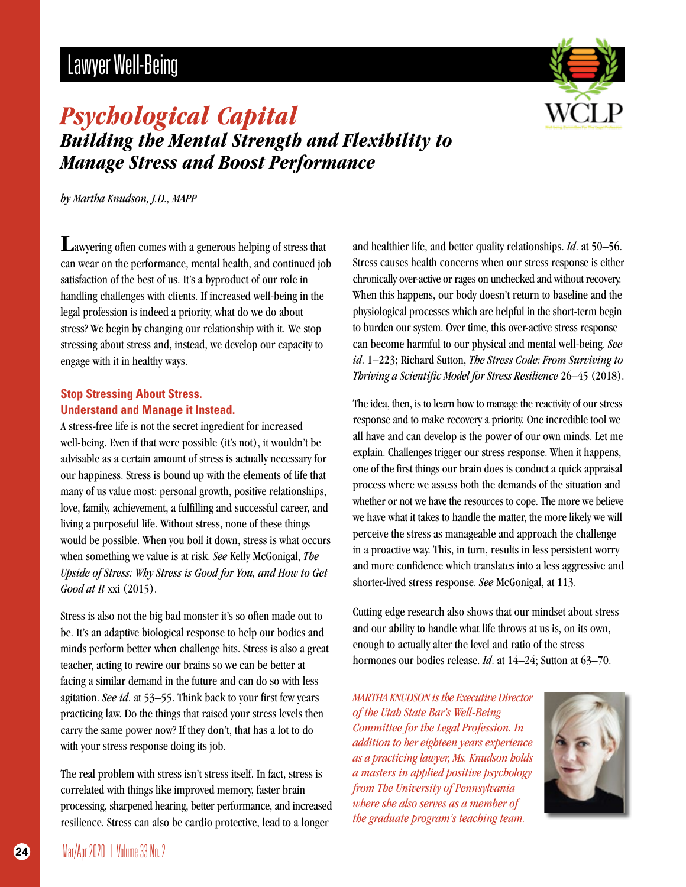Lawyer Well-Being

# Psychological Capital

## *Building the Mental Strength and Flexibility to Manage Stress and Boost Performance*

*by Martha Knudson, J.D., MAPP*

Lawyering often comes with a generous helping of stress that can wear on the performance, mental health, and continued job satisfaction of the best of us. It's a byproduct of our role in handling challenges with clients. If increased well-being in the legal profession is indeed a priority, what do we do about stress? We begin by changing our relationship with it. We stop stressing about stress and, instead, we develop our capacity to engage with it in healthy ways.

### Stop Stressing About Stress. Understand and Manage it Instead.

A stress-free life is not the secret ingredient for increased well-being. Even if that were possible (it's not), it wouldn't be advisable as a certain amount of stress is actually necessary for our happiness. Stress is bound up with the elements of life that many of us value most: personal growth, positive relationships, love, family, achievement, a fulfilling and successful career, and living a purposeful life. Without stress, none of these things would be possible. When you boil it down, stress is what occurs when something we value is at risk. *See* Kelly McGonigal, *The Upside of Stress: Why Stress is Good for You, and How to Get Good at It* xxi (2015).

Stress is also not the big bad monster it's so often made out to be. It's an adaptive biological response to help our bodies and minds perform better when challenge hits. Stress is also a great teacher, acting to rewire our brains so we can be better at facing a similar demand in the future and can do so with less agitation. *See id*. at 53–55. Think back to your first few years practicing law. Do the things that raised your stress levels then carry the same power now? If they don't, that has a lot to do with your stress response doing its job.

The real problem with stress isn't stress itself. In fact, stress is correlated with things like improved memory, faster brain processing, sharpened hearing, better performance, and increased resilience. Stress can also be cardio protective, lead to a longer and healthier life, and better quality relationships. *Id*. at 50–56. Stress causes health concerns when our stress response is either chronically over-active or rages on unchecked and without recovery. When this happens, our body doesn't return to baseline and the physiological processes which are helpful in the short-term begin to burden our system. Over time, this over-active stress response can become harmful to our physical and mental well-being. *See id*. 1–223; Richard Sutton, *The Stress Code: From Surviving to Thriving a Scientific Model for Stress Resilience* 26–45 (2018).

The idea, then, is to learn how to manage the reactivity of our stress response and to make recovery a priority. One incredible tool we all have and can develop is the power of our own minds. Let me explain. Challenges trigger our stress response. When it happens, one of the first things our brain does is conduct a quick appraisal process where we assess both the demands of the situation and whether or not we have the resources to cope. The more we believe we have what it takes to handle the matter, the more likely we will perceive the stress as manageable and approach the challenge in a proactive way. This, in turn, results in less persistent worry and more confidence which translates into a less aggressive and shorter-lived stress response. *See* McGonigal, at 113.

Cutting edge research also shows that our mindset about stress and our ability to handle what life throws at us is, on its own, enough to actually alter the level and ratio of the stress hormones our bodies release. *Id*. at 14–24; Sutton at 63–70.

*MARTHA KNUDSON is the Executive Director of the Utah State Bar's Well-Being Committee for the Legal Profession. In addition to her eighteen years experience as a practicing lawyer, Ms. Knudson holds a masters in applied positive psychology from The University of Pennsylvania where she also serves as a member of the graduate program's teaching team.*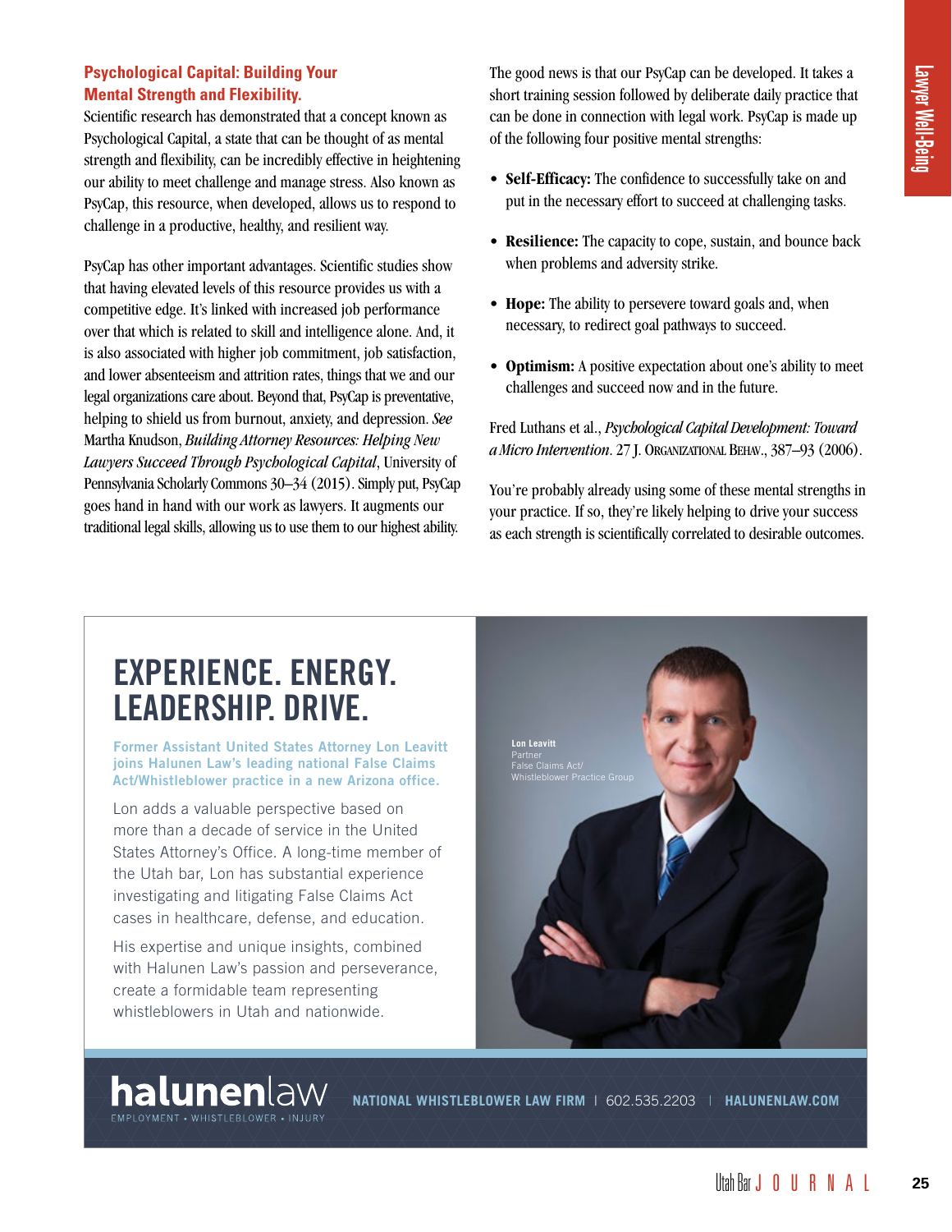### Psychological Capital: Building Your Mental Strength and Flexibility.

Scientific research has demonstrated that a concept known as Psychological Capital, a state that can be thought of as mental strength and flexibility, can be incredibly effective in heightening our ability to meet challenge and manage stress. Also known as PsyCap, this resource, when developed, allows us to respond to challenge in a productive, healthy, and resilient way.

PsyCap has other important advantages. Scientific studies show that having elevated levels of this resource provides us with a competitive edge. It's linked with increased job performance over that which is related to skill and intelligence alone. And, it is also associated with higher job commitment, job satisfaction, and lower absenteeism and attrition rates, things that we and our legal organizations care about. Beyond that, PsyCap is preventative, helping to shield us from burnout, anxiety, and depression. *See* Martha Knudson, *Building Attorney Resources: Helping New Lawyers Succeed Through Psychological Capital*, University of Pennsylvania Scholarly Commons 30–34 (2015). Simply put, PsyCap goes hand in hand with our work as lawyers. It augments our traditional legal skills, allowing us to use them to our highest ability.

The good news is that our PsyCap can be developed. It takes a short training session followed by deliberate daily practice that can be done in connection with legal work. PsyCap is made up of the following four positive mental strengths:

- **Self-Efficacy:** The confidence to successfully take on and put in the necessary effort to succeed at challenging tasks.
- **Resilience:** The capacity to cope, sustain, and bounce back when problems and adversity strike.
- **Hope:** The ability to persevere toward goals and, when necessary, to redirect goal pathways to succeed.
- **Optimism:** A positive expectation about one's ability to meet challenges and succeed now and in the future.

Fred Luthans et al., *Psychological Capital Development: Toward a Micro Intervention*. 27 J. Organizational Behav., 387–93 (2006).

You're probably already using some of these mental strengths in your practice. If so, they're likely helping to drive your success as each strength is scientifically correlated to desirable outcomes.

---

## EXPERIENCE. ENERGY. LEADERSHIP. DRIVE.

**Former Assistant United States Attorney Lon Leavitt joins Halunen Law's leading national False Claims Act/Whistleblower practice in a new Arizona office.**

Lon adds a valuable perspective based on more than a decade of service in the United States Attorney's Office. A long-time member of the Utah bar, Lon has substantial experience investigating and litigating False Claims Act cases in healthcare, defense, and education.

His expertise and unique insights, combined with Halunen Law's passion and perseverance, create a formidable team representing whistleblowers in Utah and nationwide.

**Lon Leavitt**
Partner
False Claims Act/
Whistleblower Practice Group

halunenlaw
EMPLOYMENT • WHISTLEBLOWER • INJURY

NATIONAL WHISTLEBLOWER LAW FIRM | 602.535.2203 | HALUNENLAW.COM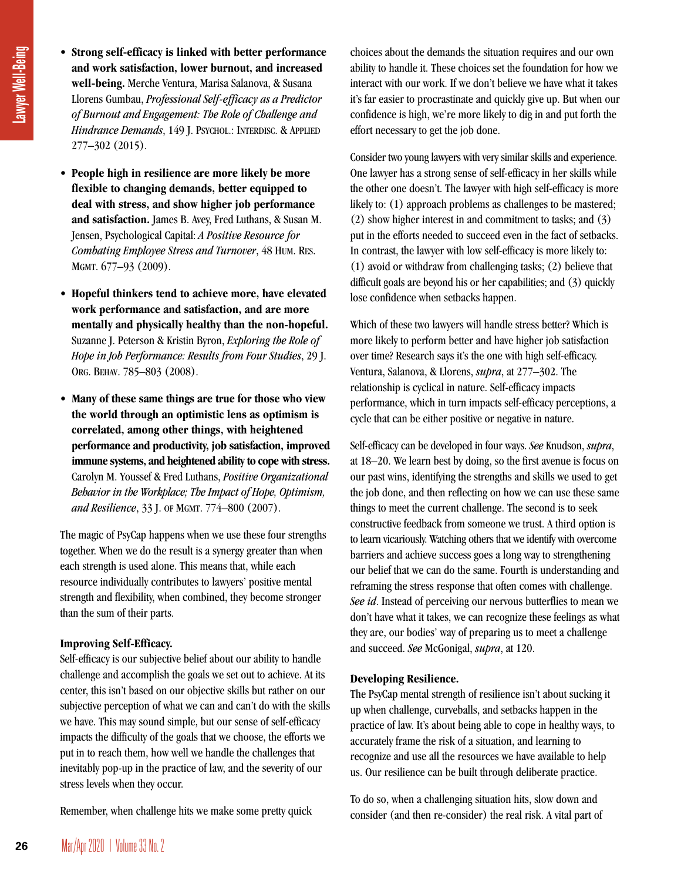- **Strong self-efficacy is linked with better performance and work satisfaction, lower burnout, and increased well-being.** Merche Ventura, Marisa Salanova, & Susana Llorens Gumbau, *Professional Self-efficacy as a Predictor of Burnout and Engagement: The Role of Challenge and Hindrance Demands*, 149 J. Psychol.: Interdisc. & Applied 277–302 (2015).

- **People high in resilience are more likely be more flexible to changing demands, better equipped to deal with stress, and show higher job performance and satisfaction.** James B. Avey, Fred Luthans, & Susan M. Jensen, Psychological Capital: *A Positive Resource for Combating Employee Stress and Turnover*, 48 Hum. Res. Mgmt. 677–93 (2009).

- **Hopeful thinkers tend to achieve more, have elevated work performance and satisfaction, and are more mentally and physically healthy than the non-hopeful.** Suzanne J. Peterson & Kristin Byron, *Exploring the Role of Hope in Job Performance: Results from Four Studies*, 29 J. Org. Behav. 785–803 (2008).

- **Many of these same things are true for those who view the world through an optimistic lens as optimism is correlated, among other things, with heightened performance and productivity, job satisfaction, improved immune systems, and heightened ability to cope with stress.** Carolyn M. Youssef & Fred Luthans, *Positive Organizational Behavior in the Workplace; The Impact of Hope, Optimism, and Resilience*, 33 J. of Mgmt. 774–800 (2007).

The magic of PsyCap happens when we use these four strengths together. When we do the result is a synergy greater than when each strength is used alone. This means that, while each resource individually contributes to lawyers' positive mental strength and flexibility, when combined, they become stronger than the sum of their parts.

**Improving Self-Efficacy.**
Self-efficacy is our subjective belief about our ability to handle challenge and accomplish the goals we set out to achieve. At its center, this isn't based on our objective skills but rather on our subjective perception of what we can and can't do with the skills we have. This may sound simple, but our sense of self-efficacy impacts the difficulty of the goals that we choose, the efforts we put in to reach them, how well we handle the challenges that inevitably pop-up in the practice of law, and the severity of our stress levels when they occur.

Remember, when challenge hits we make some pretty quick choices about the demands the situation requires and our own ability to handle it. These choices set the foundation for how we interact with our work. If we don't believe we have what it takes it's far easier to procrastinate and quickly give up. But when our confidence is high, we're more likely to dig in and put forth the effort necessary to get the job done.

Consider two young lawyers with very similar skills and experience. One lawyer has a strong sense of self-efficacy in her skills while the other one doesn't. The lawyer with high self-efficacy is more likely to: (1) approach problems as challenges to be mastered; (2) show higher interest in and commitment to tasks; and (3) put in the efforts needed to succeed even in the fact of setbacks. In contrast, the lawyer with low self-efficacy is more likely to: (1) avoid or withdraw from challenging tasks; (2) believe that difficult goals are beyond his or her capabilities; and (3) quickly lose confidence when setbacks happen.

Which of these two lawyers will handle stress better? Which is more likely to perform better and have higher job satisfaction over time? Research says it's the one with high self-efficacy. Ventura, Salanova, & Llorens, *supra*, at 277–302. The relationship is cyclical in nature. Self-efficacy impacts performance, which in turn impacts self-efficacy perceptions, a cycle that can be either positive or negative in nature.

Self-efficacy can be developed in four ways. *See* Knudson, *supra*, at 18–20. We learn best by doing, so the first avenue is focus on our past wins, identifying the strengths and skills we used to get the job done, and then reflecting on how we can use these same things to meet the current challenge. The second is to seek constructive feedback from someone we trust. A third option is to learn vicariously. Watching others that we identify with overcome barriers and achieve success goes a long way to strengthening our belief that we can do the same. Fourth is understanding and reframing the stress response that often comes with challenge. *See id*. Instead of perceiving our nervous butterflies to mean we don't have what it takes, we can recognize these feelings as what they are, our bodies' way of preparing us to meet a challenge and succeed. *See* McGonigal, *supra*, at 120.

**Developing Resilience.**
The PsyCap mental strength of resilience isn't about sucking it up when challenge, curveballs, and setbacks happen in the practice of law. It's about being able to cope in healthy ways, to accurately frame the risk of a situation, and learning to recognize and use all the resources we have available to help us. Our resilience can be built through deliberate practice.

To do so, when a challenging situation hits, slow down and consider (and then re-consider) the real risk. A vital part of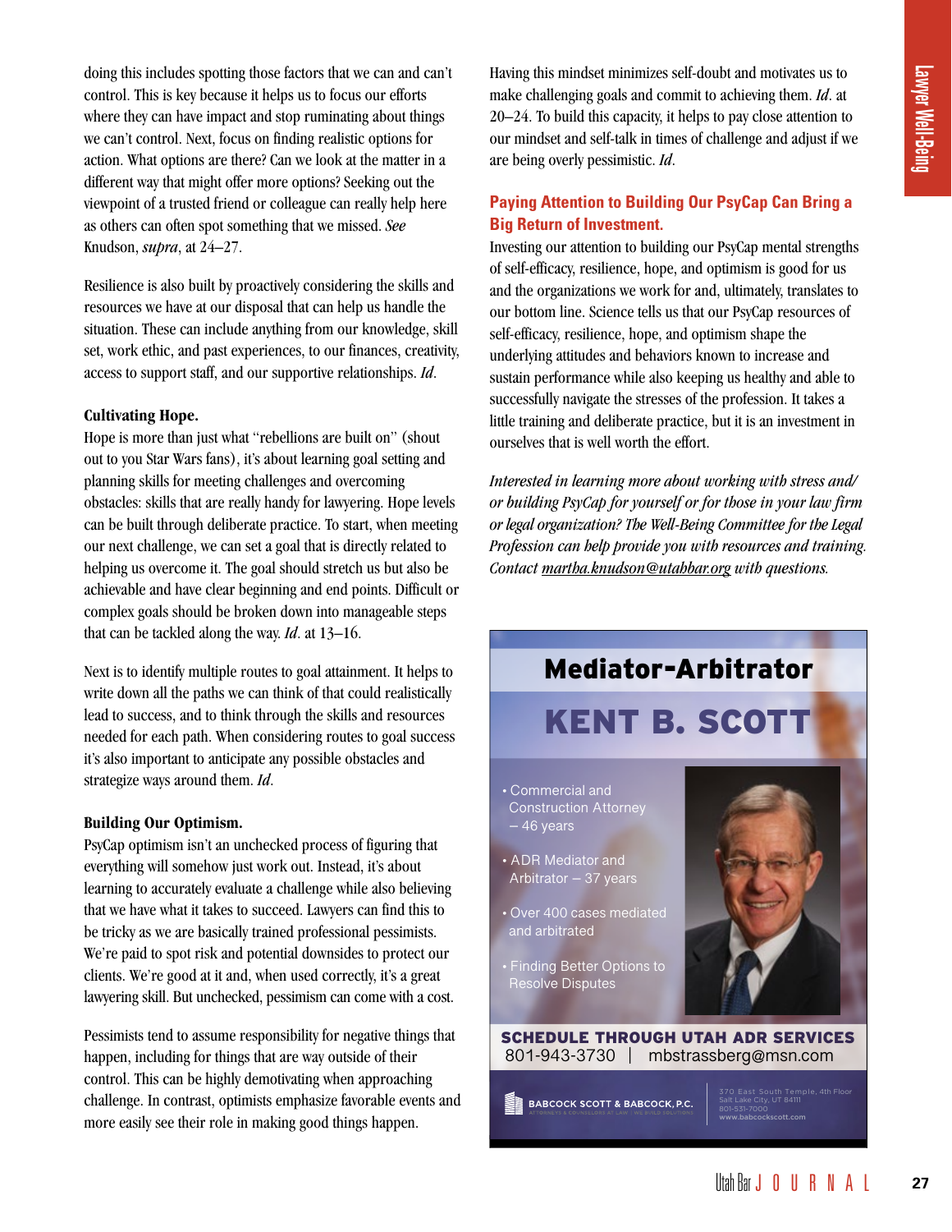doing this includes spotting those factors that we can and can't control. This is key because it helps us to focus our efforts where they can have impact and stop ruminating about things we can't control. Next, focus on finding realistic options for action. What options are there? Can we look at the matter in a different way that might offer more options? Seeking out the viewpoint of a trusted friend or colleague can really help here as others can often spot something that we missed. *See* Knudson, *supra*, at 24–27.

Resilience is also built by proactively considering the skills and resources we have at our disposal that can help us handle the situation. These can include anything from our knowledge, skill set, work ethic, and past experiences, to our finances, creativity, access to support staff, and our supportive relationships. *Id*.

**Cultivating Hope.**

Hope is more than just what "rebellions are built on" (shout out to you Star Wars fans), it's about learning goal setting and planning skills for meeting challenges and overcoming obstacles: skills that are really handy for lawyering. Hope levels can be built through deliberate practice. To start, when meeting our next challenge, we can set a goal that is directly related to helping us overcome it. The goal should stretch us but also be achievable and have clear beginning and end points. Difficult or complex goals should be broken down into manageable steps that can be tackled along the way. *Id*. at 13–16.

Next is to identify multiple routes to goal attainment. It helps to write down all the paths we can think of that could realistically lead to success, and to think through the skills and resources needed for each path. When considering routes to goal success it's also important to anticipate any possible obstacles and strategize ways around them. *Id*.

**Building Our Optimism.**

PsyCap optimism isn't an unchecked process of figuring that everything will somehow just work out. Instead, it's about learning to accurately evaluate a challenge while also believing that we have what it takes to succeed. Lawyers can find this to be tricky as we are basically trained professional pessimists. We're paid to spot risk and potential downsides to protect our clients. We're good at it and, when used correctly, it's a great lawyering skill. But unchecked, pessimism can come with a cost.

Pessimists tend to assume responsibility for negative things that happen, including for things that are way outside of their control. This can be highly demotivating when approaching challenge. In contrast, optimists emphasize favorable events and more easily see their role in making good things happen.

Having this mindset minimizes self-doubt and motivates us to make challenging goals and commit to achieving them. *Id*. at 20–24. To build this capacity, it helps to pay close attention to our mindset and self-talk in times of challenge and adjust if we are being overly pessimistic. *Id*.

## Paying Attention to Building Our PsyCap Can Bring a Big Return of Investment.

Investing our attention to building our PsyCap mental strengths of self-efficacy, resilience, hope, and optimism is good for us and the organizations we work for and, ultimately, translates to our bottom line. Science tells us that our PsyCap resources of self-efficacy, resilience, hope, and optimism shape the underlying attitudes and behaviors known to increase and sustain performance while also keeping us healthy and able to successfully navigate the stresses of the profession. It takes a little training and deliberate practice, but it is an investment in ourselves that is well worth the effort.

*Interested in learning more about working with stress and/or building PsyCap for yourself or for those in your law firm or legal organization? The Well-Being Committee for the Legal Profession can help provide you with resources and training. Contact martha.knudson@utahbar.org with questions.*

**Mediator-Arbitrator**

**KENT B. SCOTT**

- Commercial and Construction Attorney – 46 years
- ADR Mediator and Arbitrator – 37 years
- Over 400 cases mediated and arbitrated
- Finding Better Options to Resolve Disputes

**SCHEDULE THROUGH UTAH ADR SERVICES**
801-943-3730 | mbstrassberg@msn.com

BABCOCK SCOTT & BABCOCK, P.C.
ATTORNEYS & COUNSELORS AT LAW · WE BUILD SOLUTIONS

370 East South Temple, 4th Floor
Salt Lake City, UT 84111
801-531-7000
www.babcockscott.com